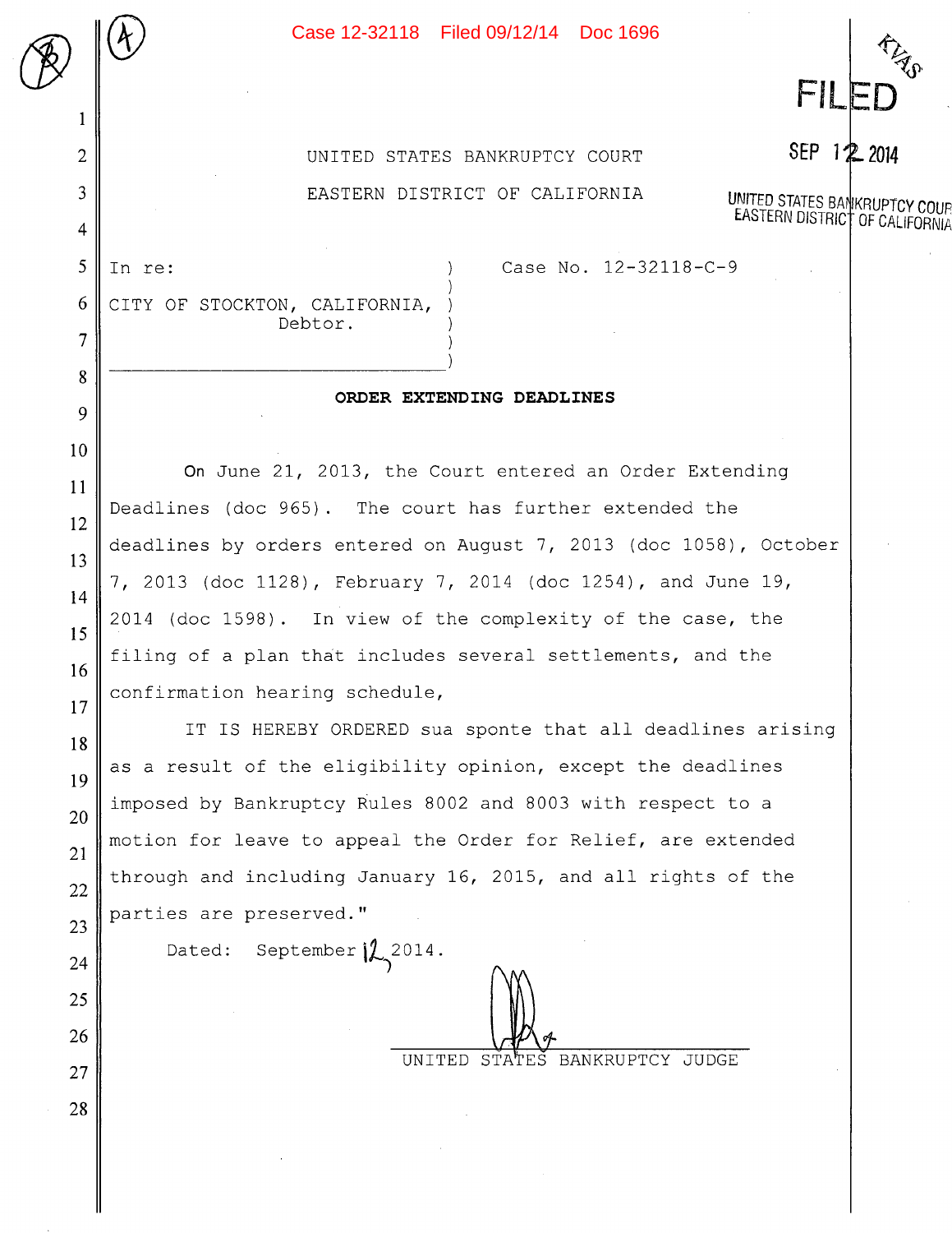Case 12-32118 Filed 09/12/14 Doc 1696

FILED

SEP 12 2014

UNITED STATES BANKRUPTCY COURT
EASTERN DISTRICT OF CALIFORNIA

UNITED STATES BANKRUPTCY COURT

EASTERN DISTRICT OF CALIFORNIA

In re:

CITY OF STOCKTON, CALIFORNIA,
Debtor.

Case No. 12-32118-C-9

**ORDER EXTENDING DEADLINES**

On June 21, 2013, the Court entered an Order Extending Deadlines (doc 965). The court has further extended the deadlines by orders entered on August 7, 2013 (doc 1058), October 7, 2013 (doc 1128), February 7, 2014 (doc 1254), and June 19, 2014 (doc 1598). In view of the complexity of the case, the filing of a plan that includes several settlements, and the confirmation hearing schedule,

IT IS HEREBY ORDERED sua sponte that all deadlines arising as a result of the eligibility opinion, except the deadlines imposed by Bankruptcy Rules 8002 and 8003 with respect to a motion for leave to appeal the Order for Relief, are extended through and including January 16, 2015, and all rights of the parties are preserved."

Dated: September 12, 2014.

UNITED STATES BANKRUPTCY JUDGE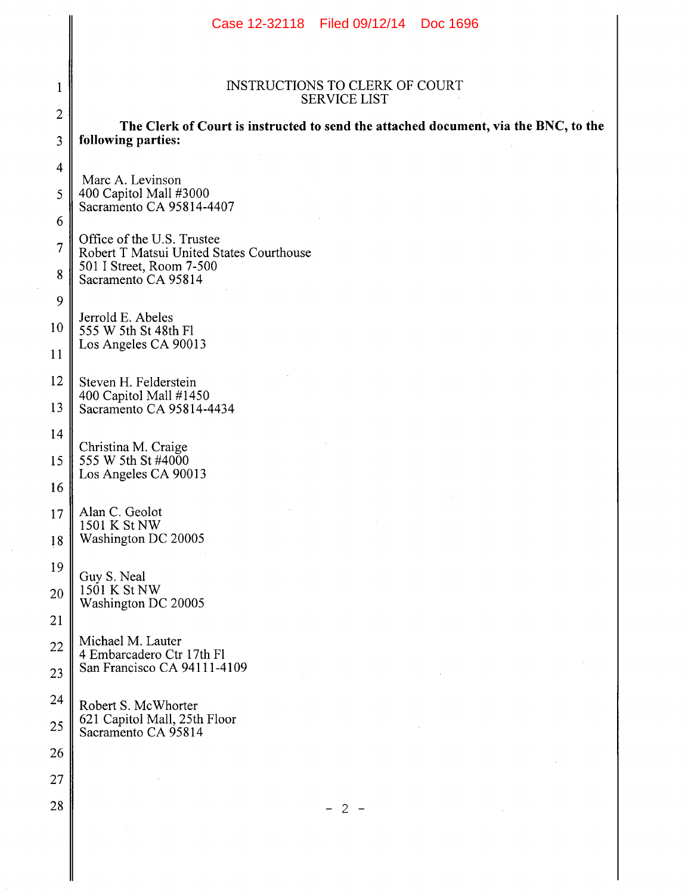# INSTRUCTIONS TO CLERK OF COURT
## SERVICE LIST

**The Clerk of Court is instructed to send the attached document, via the BNC, to the following parties:**

Marc A. Levinson
400 Capitol Mall #3000
Sacramento CA 95814-4407

Office of the U.S. Trustee
Robert T Matsui United States Courthouse
501 I Street, Room 7-500
Sacramento CA 95814

Jerrold E. Abeles
555 W 5th St 48th Fl
Los Angeles CA 90013

Steven H. Felderstein
400 Capitol Mall #1450
Sacramento CA 95814-4434

Christina M. Craige
555 W 5th St #4000
Los Angeles CA 90013

Alan C. Geolot
1501 K St NW
Washington DC 20005

Guy S. Neal
1501 K St NW
Washington DC 20005

Michael M. Lauter
4 Embarcadero Ctr 17th Fl
San Francisco CA 94111-4109

Robert S. McWhorter
621 Capitol Mall, 25th Floor
Sacramento CA 95814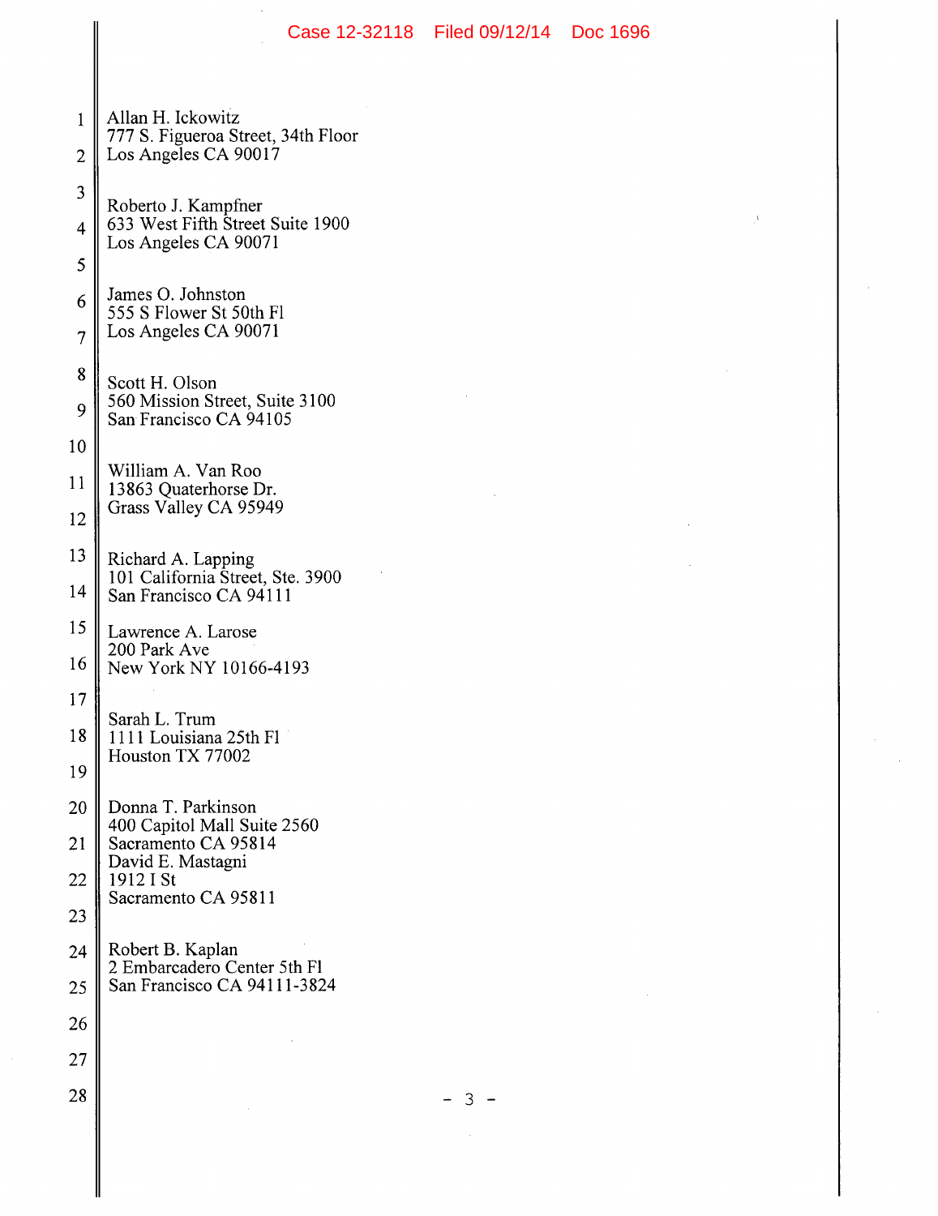Allan H. Ickowitz
777 S. Figueroa Street, 34th Floor
Los Angeles CA 90017

Roberto J. Kampfner
633 West Fifth Street Suite 1900
Los Angeles CA 90071

James O. Johnston
555 S Flower St 50th Fl
Los Angeles CA 90071

Scott H. Olson
560 Mission Street, Suite 3100
San Francisco CA 94105

William A. Van Roo
13863 Quaterhorse Dr.
Grass Valley CA 95949

Richard A. Lapping
101 California Street, Ste. 3900
San Francisco CA 94111

Lawrence A. Larose
200 Park Ave
New York NY 10166-4193

Sarah L. Trum
1111 Louisiana 25th Fl
Houston TX 77002

Donna T. Parkinson
400 Capitol Mall Suite 2560
Sacramento CA 95814
David E. Mastagni
1912 I St
Sacramento CA 95811

Robert B. Kaplan
2 Embarcadero Center 5th Fl
San Francisco CA 94111-3824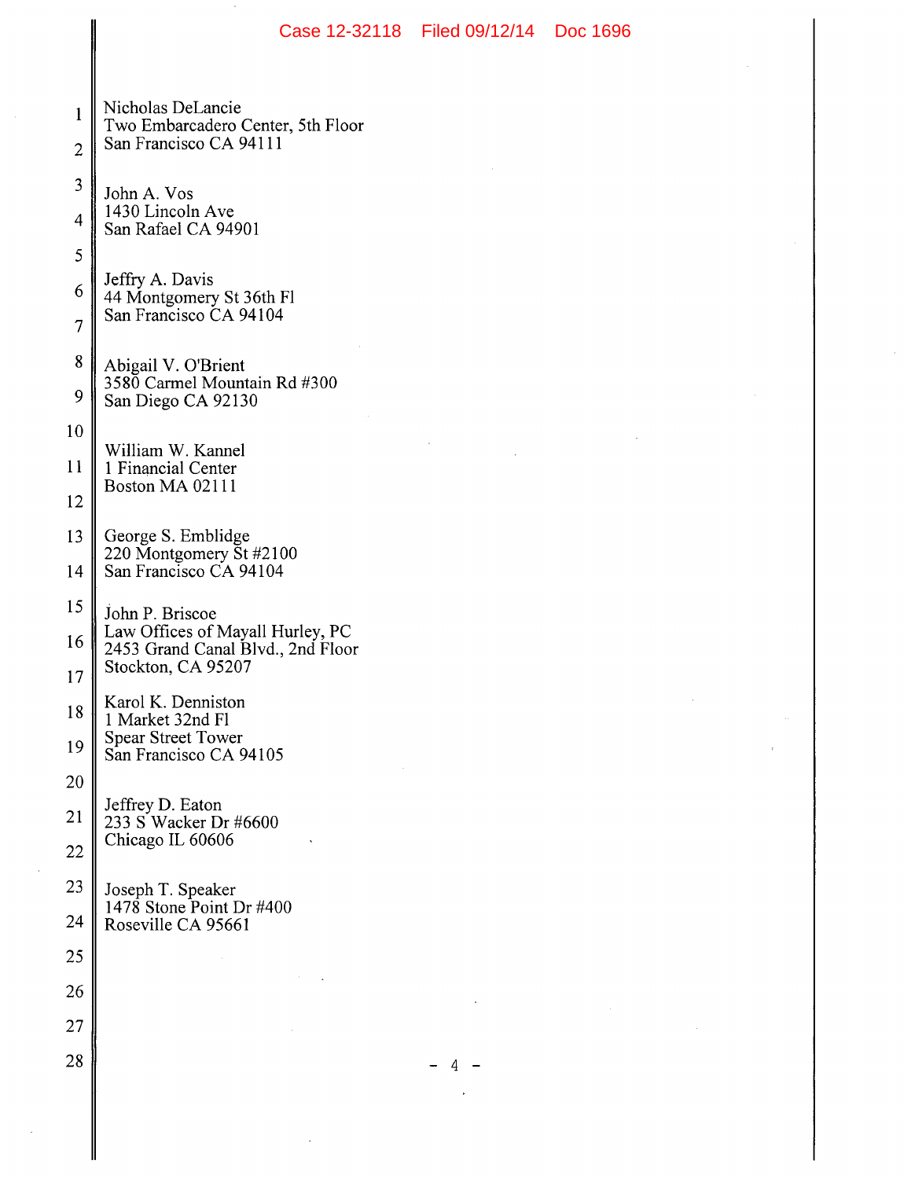Nicholas DeLancie
Two Embarcadero Center, 5th Floor
San Francisco CA 94111

John A. Vos
1430 Lincoln Ave
San Rafael CA 94901

Jeffry A. Davis
44 Montgomery St 36th Fl
San Francisco CA 94104

Abigail V. O'Brient
3580 Carmel Mountain Rd #300
San Diego CA 92130

William W. Kannel
1 Financial Center
Boston MA 02111

George S. Emblidge
220 Montgomery St #2100
San Francisco CA 94104

John P. Briscoe
Law Offices of Mayall Hurley, PC
2453 Grand Canal Blvd., 2nd Floor
Stockton, CA 95207

Karol K. Denniston
1 Market 32nd Fl
Spear Street Tower
San Francisco CA 94105

Jeffrey D. Eaton
233 S Wacker Dr #6600
Chicago IL 60606

Joseph T. Speaker
1478 Stone Point Dr #400
Roseville CA 95661